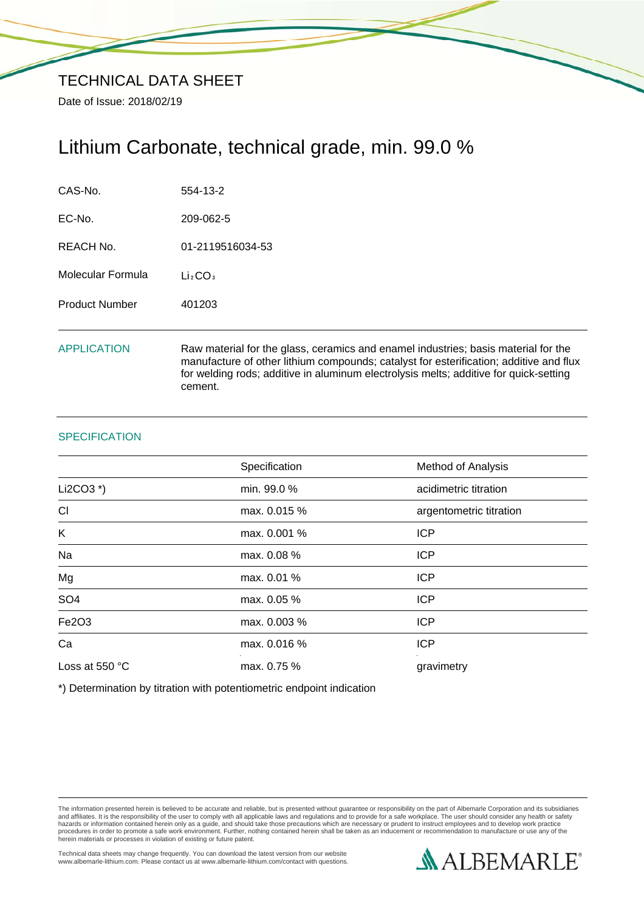# TECHNICAL DATA SHEET

Date of Issue: 2018/02/19

## Lithium Carbonate, technical grade, min. 99.0 %

| | |
|---|---|
| CAS-No. | 554-13-2 |
| EC-No. | 209-062-5 |
| REACH No. | 01-2119516034-53 |
| Molecular Formula | $Li_2CO_3$ |
| Product Number | 401203 |

### APPLICATION

Raw material for the glass, ceramics and enamel industries; basis material for the manufacture of other lithium compounds; catalyst for esterification; additive and flux for welding rods; additive in aluminum electrolysis melts; additive for quick-setting cement.

### SPECIFICATION

| | Specification | Method of Analysis |
|---|---|---|
| $Li_2CO_3$ *) | min. 99.0 % | acidimetric titration |
| Cl | max. 0.015 % | argentometric titration |
| K | max. 0.001 % | ICP |
| Na | max. 0.08 % | ICP |
| Mg | max. 0.01 % | ICP |
| $SO_4$ | max. 0.05 % | ICP |
| $Fe_2O_3$ | max. 0.003 % | ICP |
| Ca | max. 0.016 % | ICP |
| Loss at 550 °C | max. 0.75 % | gravimetry |

*) Determination by titration with potentiometric endpoint indication

The information presented herein is believed to be accurate and reliable, but is presented without guarantee or responsibility on the part of Albemarle Corporation and its subsidiaries and affiliates. It is the responsibility of the user to comply with all applicable laws and regulations and to provide for a safe workplace. The user should consider any health or safety hazards or information contained herein only as a guide, and should take those precautions which are necessary or prudent to instruct employees and to develop work practice procedures in order to promote a safe work environment. Further, nothing contained herein shall be taken as an inducement or recommendation to manufacture or use any of the herein materials or processes in violation of existing or future patent.

Technical data sheets may change frequently. You can download the latest version from our website www.albemarle-lithium.com. Please contact us at www.albemarle-lithium.com/contact with questions.

ALBEMARLE®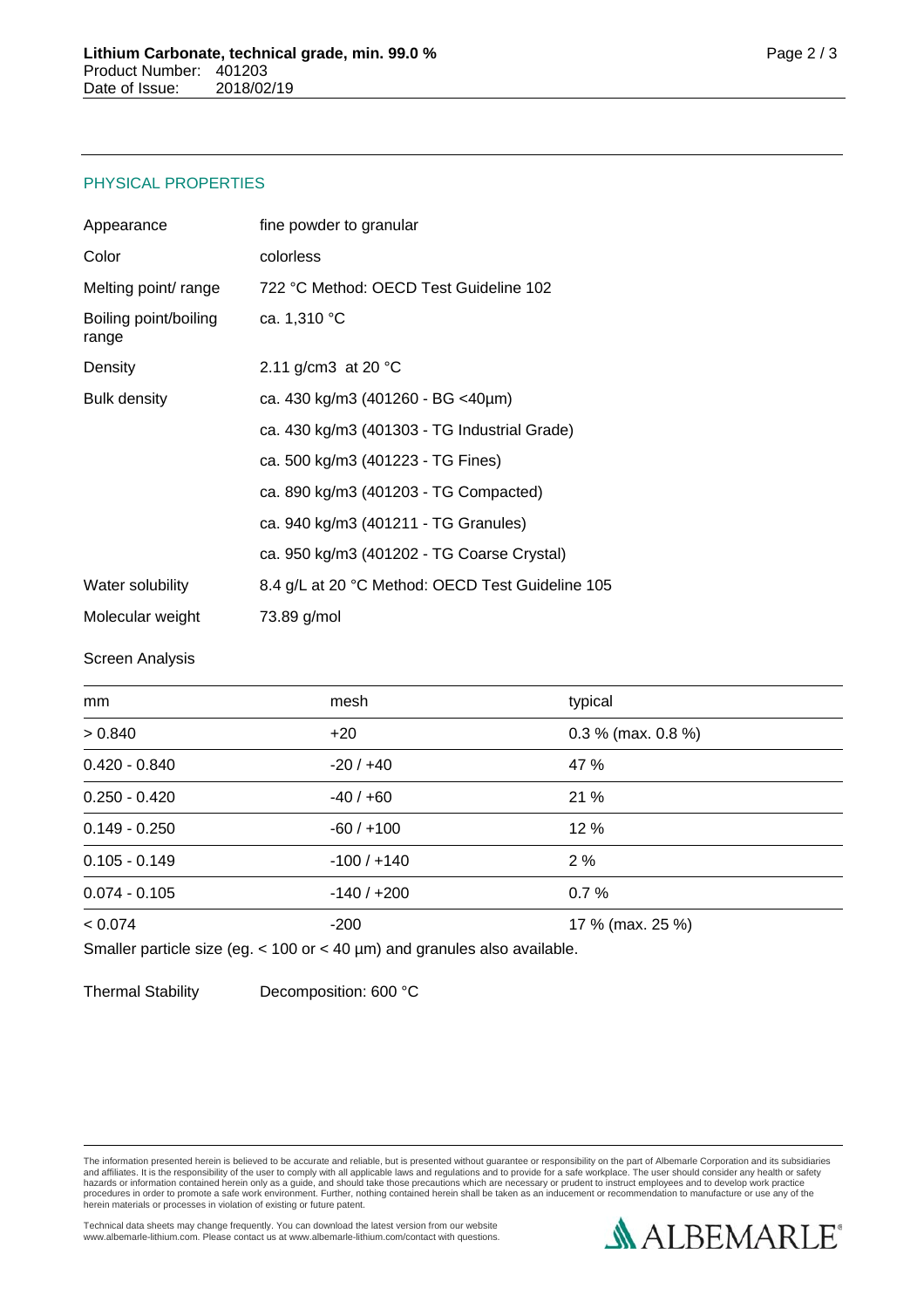## PHYSICAL PROPERTIES

| | |
|---|---|
| Appearance | fine powder to granular |
| Color | colorless |
| Melting point/ range | 722 °C Method: OECD Test Guideline 102 |
| Boiling point/boiling range | ca. 1,310 °C |
| Density | 2.11 g/cm3 at 20 °C |
| Bulk density | ca. 430 kg/m3 (401260 - BG <40µm) |
| | ca. 430 kg/m3 (401303 - TG Industrial Grade) |
| | ca. 500 kg/m3 (401223 - TG Fines) |
| | ca. 890 kg/m3 (401203 - TG Compacted) |
| | ca. 940 kg/m3 (401211 - TG Granules) |
| | ca. 950 kg/m3 (401202 - TG Coarse Crystal) |
| Water solubility | 8.4 g/L at 20 °C Method: OECD Test Guideline 105 |
| Molecular weight | 73.89 g/mol |

Screen Analysis

| mm | mesh | typical |
|---|---|---|
| > 0.840 | +20 | 0.3 % (max. 0.8 %) |
| 0.420 - 0.840 | -20 / +40 | 47 % |
| 0.250 - 0.420 | -40 / +60 | 21 % |
| 0.149 - 0.250 | -60 / +100 | 12 % |
| 0.105 - 0.149 | -100 / +140 | 2 % |
| 0.074 - 0.105 | -140 / +200 | 0.7 % |
| < 0.074 | -200 | 17 % (max. 25 %) |

Smaller particle size (eg. < 100 or < 40 µm) and granules also available.

Thermal Stability Decomposition: 600 °C

The information presented herein is believed to be accurate and reliable, but is presented without guarantee or responsibility on the part of Albemarle Corporation and its subsidiaries and affiliates. It is the responsibility of the user to comply with all applicable laws and regulations and to provide for a safe workplace. The user should consider any health or safety hazards or information contained herein only as a guide, and should take those precautions which are necessary or prudent to instruct employees and to develop work practice procedures in order to promote a safe work environment. Further, nothing contained herein shall be taken as an inducement or recommendation to manufacture or use any of the herein materials or processes in violation of existing or future patent.

Technical data sheets may change frequently. You can download the latest version from our website www.albemarle-lithium.com. Please contact us at www.albemarle-lithium.com/contact with questions.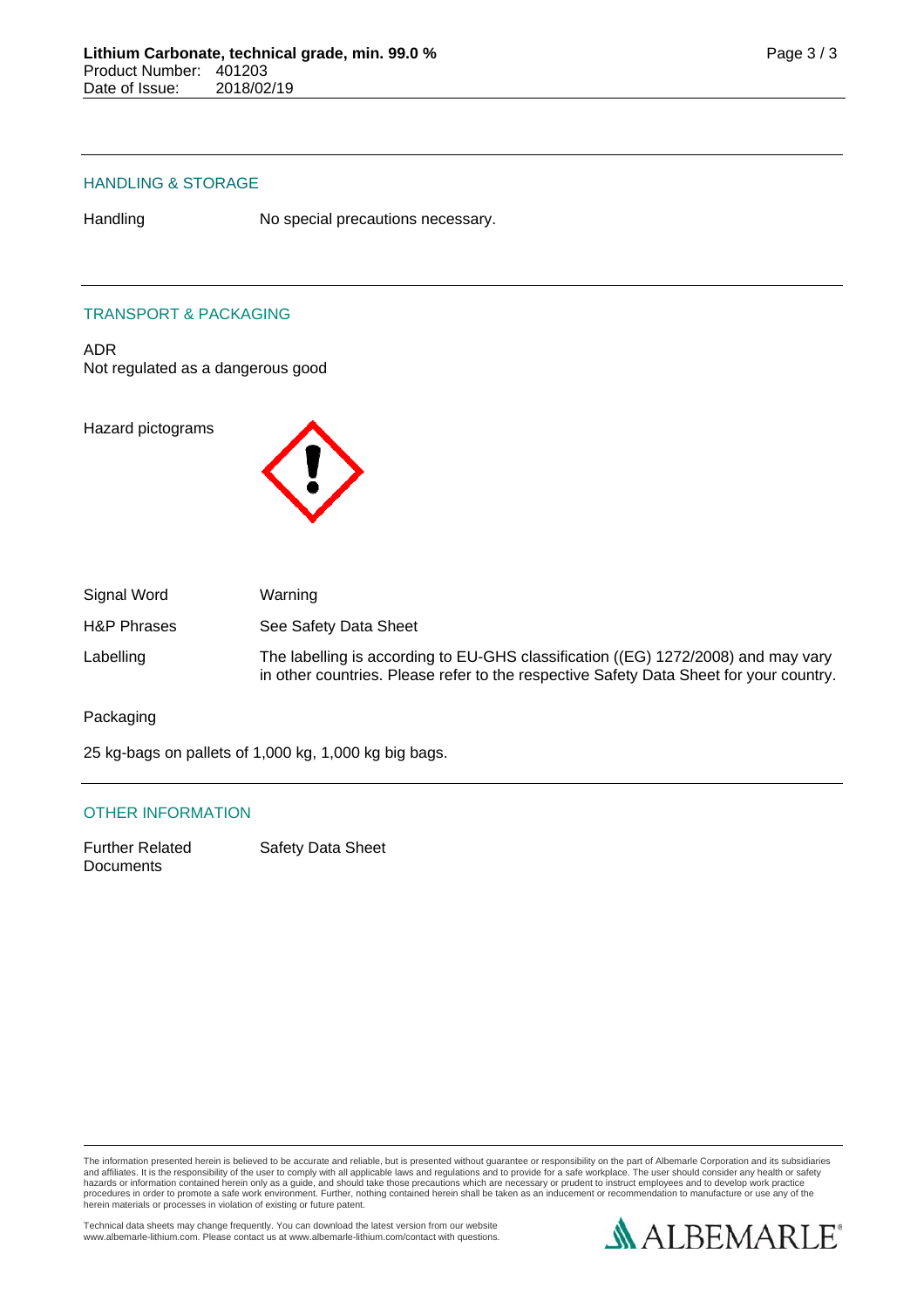## HANDLING & STORAGE

| | |
|---|---|
| Handling | No special precautions necessary. |

## TRANSPORT & PACKAGING

ADR
Not regulated as a dangerous good

Hazard pictograms

| | |
|---|---|
| Signal Word | Warning |
| H&P Phrases | See Safety Data Sheet |
| Labelling | The labelling is according to EU-GHS classification ((EG) 1272/2008) and may vary in other countries. Please refer to the respective Safety Data Sheet for your country. |

Packaging

25 kg-bags on pallets of 1,000 kg, 1,000 kg big bags.

## OTHER INFORMATION

| | |
|---|---|
| Further Related Documents | Safety Data Sheet |

The information presented herein is believed to be accurate and reliable, but is presented without guarantee or responsibility on the part of Albemarle Corporation and its subsidiaries and affiliates. It is the responsibility of the user to comply with all applicable laws and regulations and to provide for a safe workplace. The user should consider any health or safety hazards or information contained herein only as a guide, and should take those precautions which are necessary or prudent to instruct employees and to develop work practice procedures in order to promote a safe work environment. Further, nothing contained herein shall be taken as an inducement or recommendation to manufacture or use any of the herein materials or processes in violation of existing or future patent.

Technical data sheets may change frequently. You can download the latest version from our website www.albemarle-lithium.com. Please contact us at www.albemarle-lithium.com/contact with questions.